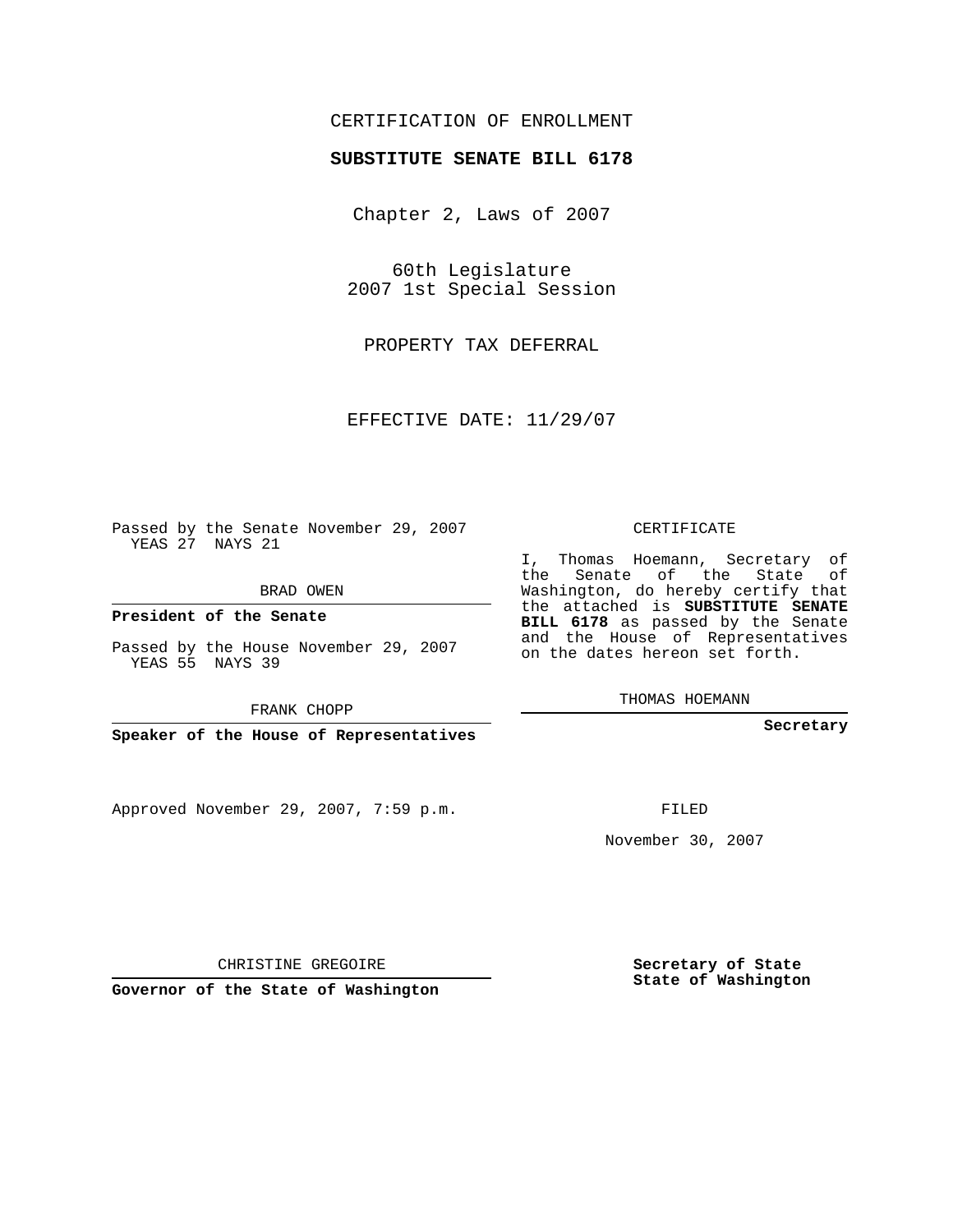CERTIFICATION OF ENROLLMENT

**SUBSTITUTE SENATE BILL 6178**

Chapter 2, Laws of 2007

60th Legislature
2007 1st Special Session

PROPERTY TAX DEFERRAL

EFFECTIVE DATE: 11/29/07

Passed by the Senate November 29, 2007
YEAS 27 NAYS 21

BRAD OWEN

**President of the Senate**

Passed by the House November 29, 2007
YEAS 55 NAYS 39

FRANK CHOPP

**Speaker of the House of Representatives**

Approved November 29, 2007, 7:59 p.m.

CHRISTINE GREGOIRE

**Governor of the State of Washington**

CERTIFICATE

I, Thomas Hoemann, Secretary of the Senate of the State of Washington, do hereby certify that the attached is **SUBSTITUTE SENATE BILL 6178** as passed by the Senate and the House of Representatives on the dates hereon set forth.

THOMAS HOEMANN

**Secretary**

FILED

November 30, 2007

**Secretary of State**
**State of Washington**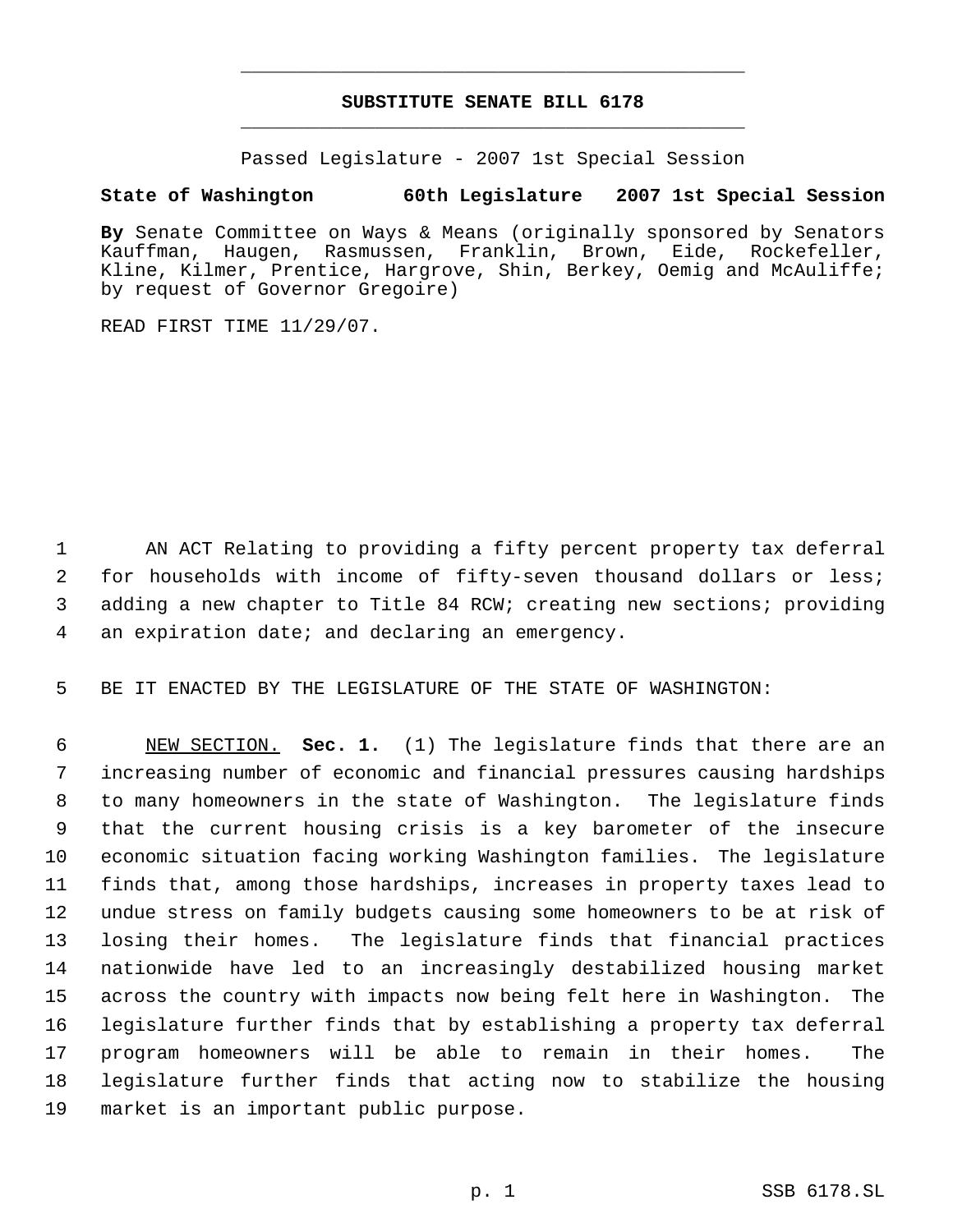# SUBSTITUTE SENATE BILL 6178

Passed Legislature - 2007 1st Special Session

**State of Washington 60th Legislature 2007 1st Special Session**

**By** Senate Committee on Ways & Means (originally sponsored by Senators Kauffman, Haugen, Rasmussen, Franklin, Brown, Eide, Rockefeller, Kline, Kilmer, Prentice, Hargrove, Shin, Berkey, Oemig and McAuliffe; by request of Governor Gregoire)

READ FIRST TIME 11/29/07.

AN ACT Relating to providing a fifty percent property tax deferral for households with income of fifty-seven thousand dollars or less; adding a new chapter to Title 84 RCW; creating new sections; providing an expiration date; and declaring an emergency.

BE IT ENACTED BY THE LEGISLATURE OF THE STATE OF WASHINGTON:

NEW SECTION. **Sec. 1.** (1) The legislature finds that there are an increasing number of economic and financial pressures causing hardships to many homeowners in the state of Washington. The legislature finds that the current housing crisis is a key barometer of the insecure economic situation facing working Washington families. The legislature finds that, among those hardships, increases in property taxes lead to undue stress on family budgets causing some homeowners to be at risk of losing their homes. The legislature finds that financial practices nationwide have led to an increasingly destabilized housing market across the country with impacts now being felt here in Washington. The legislature further finds that by establishing a property tax deferral program homeowners will be able to remain in their homes. The legislature further finds that acting now to stabilize the housing market is an important public purpose.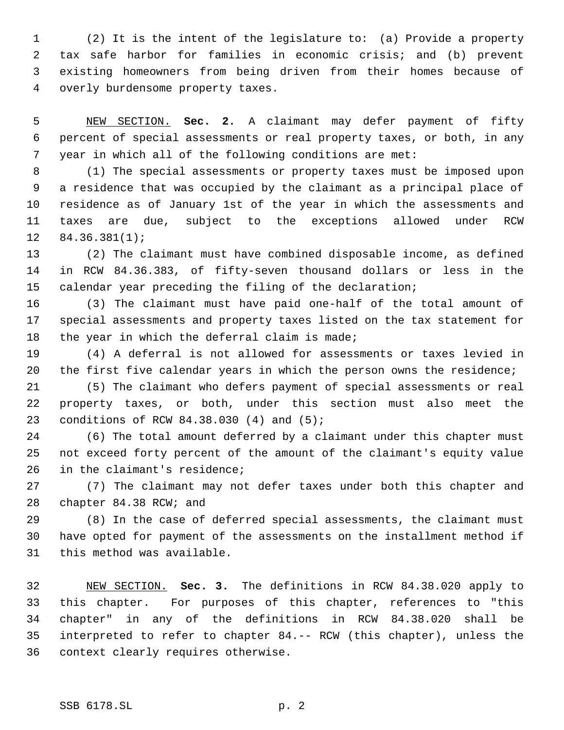(2) It is the intent of the legislature to: (a) Provide a property tax safe harbor for families in economic crisis; and (b) prevent existing homeowners from being driven from their homes because of overly burdensome property taxes.

NEW SECTION. **Sec. 2.** A claimant may defer payment of fifty percent of special assessments or real property taxes, or both, in any year in which all of the following conditions are met:

(1) The special assessments or property taxes must be imposed upon a residence that was occupied by the claimant as a principal place of residence as of January 1st of the year in which the assessments and taxes are due, subject to the exceptions allowed under RCW 84.36.381(1);

(2) The claimant must have combined disposable income, as defined in RCW 84.36.383, of fifty-seven thousand dollars or less in the calendar year preceding the filing of the declaration;

(3) The claimant must have paid one-half of the total amount of special assessments and property taxes listed on the tax statement for the year in which the deferral claim is made;

(4) A deferral is not allowed for assessments or taxes levied in the first five calendar years in which the person owns the residence;

(5) The claimant who defers payment of special assessments or real property taxes, or both, under this section must also meet the conditions of RCW 84.38.030 (4) and (5);

(6) The total amount deferred by a claimant under this chapter must not exceed forty percent of the amount of the claimant's equity value in the claimant's residence;

(7) The claimant may not defer taxes under both this chapter and chapter 84.38 RCW; and

(8) In the case of deferred special assessments, the claimant must have opted for payment of the assessments on the installment method if this method was available.

NEW SECTION. **Sec. 3.** The definitions in RCW 84.38.020 apply to this chapter. For purposes of this chapter, references to "this chapter" in any of the definitions in RCW 84.38.020 shall be interpreted to refer to chapter 84.-- RCW (this chapter), unless the context clearly requires otherwise.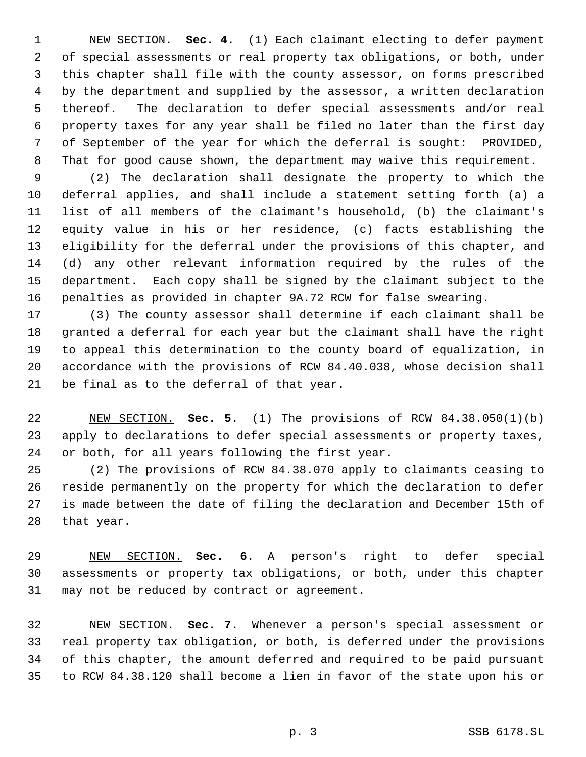NEW SECTION. **Sec. 4.** (1) Each claimant electing to defer payment of special assessments or real property tax obligations, or both, under this chapter shall file with the county assessor, on forms prescribed by the department and supplied by the assessor, a written declaration thereof. The declaration to defer special assessments and/or real property taxes for any year shall be filed no later than the first day of September of the year for which the deferral is sought: PROVIDED, That for good cause shown, the department may waive this requirement.

(2) The declaration shall designate the property to which the deferral applies, and shall include a statement setting forth (a) a list of all members of the claimant's household, (b) the claimant's equity value in his or her residence, (c) facts establishing the eligibility for the deferral under the provisions of this chapter, and (d) any other relevant information required by the rules of the department. Each copy shall be signed by the claimant subject to the penalties as provided in chapter 9A.72 RCW for false swearing.

(3) The county assessor shall determine if each claimant shall be granted a deferral for each year but the claimant shall have the right to appeal this determination to the county board of equalization, in accordance with the provisions of RCW 84.40.038, whose decision shall be final as to the deferral of that year.

NEW SECTION. **Sec. 5.** (1) The provisions of RCW 84.38.050(1)(b) apply to declarations to defer special assessments or property taxes, or both, for all years following the first year.

(2) The provisions of RCW 84.38.070 apply to claimants ceasing to reside permanently on the property for which the declaration to defer is made between the date of filing the declaration and December 15th of that year.

NEW SECTION. **Sec. 6.** A person's right to defer special assessments or property tax obligations, or both, under this chapter may not be reduced by contract or agreement.

NEW SECTION. **Sec. 7.** Whenever a person's special assessment or real property tax obligation, or both, is deferred under the provisions of this chapter, the amount deferred and required to be paid pursuant to RCW 84.38.120 shall become a lien in favor of the state upon his or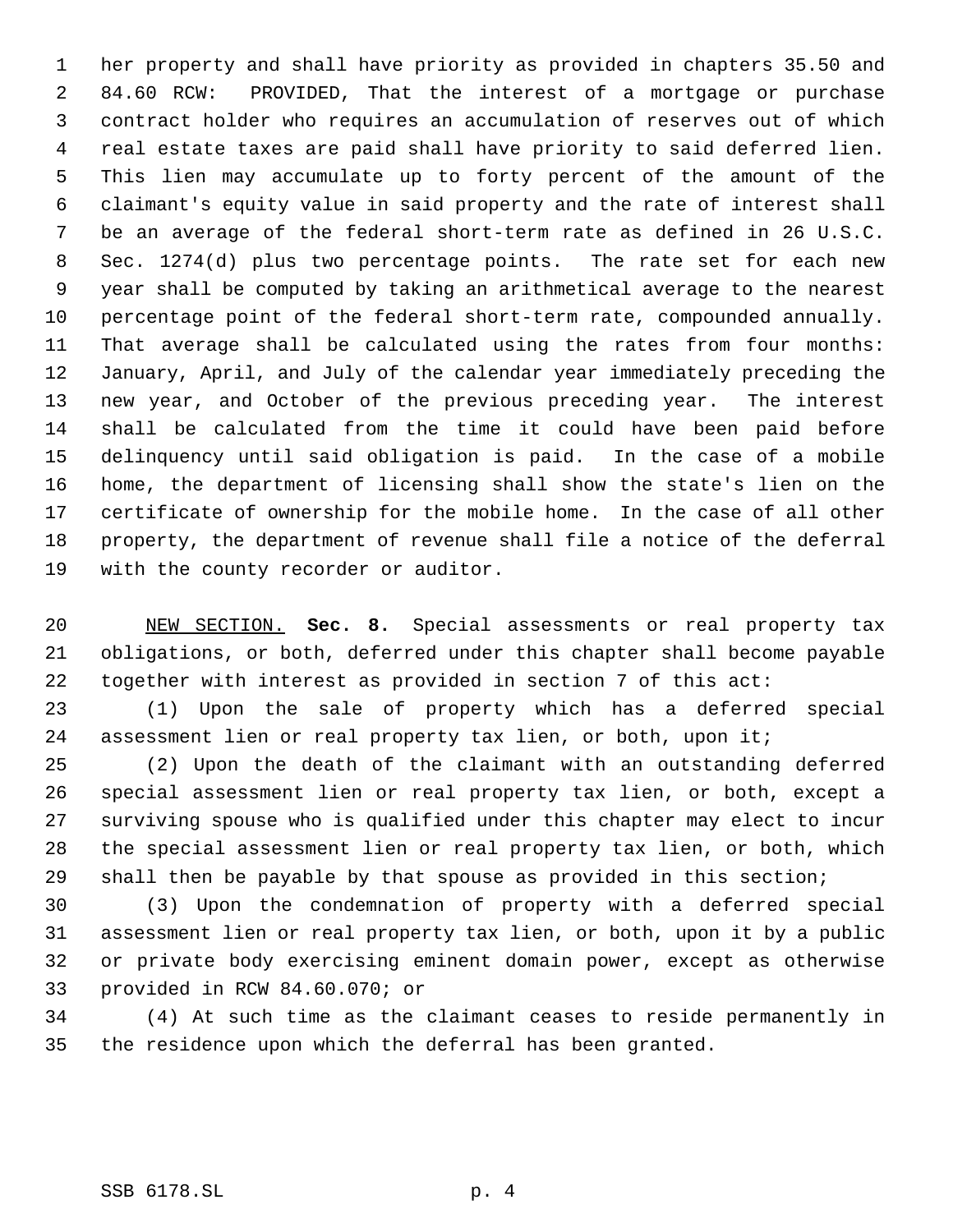her property and shall have priority as provided in chapters 35.50 and 84.60 RCW: PROVIDED, That the interest of a mortgage or purchase contract holder who requires an accumulation of reserves out of which real estate taxes are paid shall have priority to said deferred lien. This lien may accumulate up to forty percent of the amount of the claimant's equity value in said property and the rate of interest shall be an average of the federal short-term rate as defined in 26 U.S.C. Sec. 1274(d) plus two percentage points. The rate set for each new year shall be computed by taking an arithmetical average to the nearest percentage point of the federal short-term rate, compounded annually. That average shall be calculated using the rates from four months: January, April, and July of the calendar year immediately preceding the new year, and October of the previous preceding year. The interest shall be calculated from the time it could have been paid before delinquency until said obligation is paid. In the case of a mobile home, the department of licensing shall show the state's lien on the certificate of ownership for the mobile home. In the case of all other property, the department of revenue shall file a notice of the deferral with the county recorder or auditor.

NEW SECTION. **Sec. 8.** Special assessments or real property tax obligations, or both, deferred under this chapter shall become payable together with interest as provided in section 7 of this act:

(1) Upon the sale of property which has a deferred special assessment lien or real property tax lien, or both, upon it;

(2) Upon the death of the claimant with an outstanding deferred special assessment lien or real property tax lien, or both, except a surviving spouse who is qualified under this chapter may elect to incur the special assessment lien or real property tax lien, or both, which shall then be payable by that spouse as provided in this section;

(3) Upon the condemnation of property with a deferred special assessment lien or real property tax lien, or both, upon it by a public or private body exercising eminent domain power, except as otherwise provided in RCW 84.60.070; or

(4) At such time as the claimant ceases to reside permanently in the residence upon which the deferral has been granted.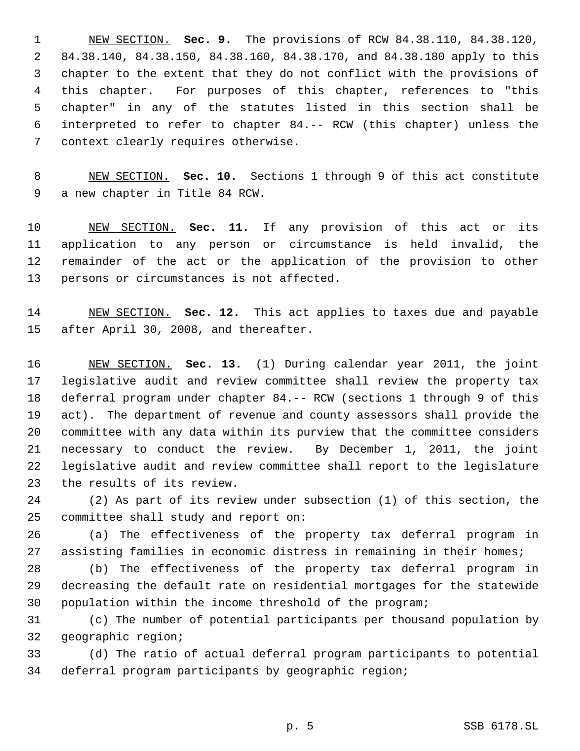NEW SECTION. **Sec. 9.** The provisions of RCW 84.38.110, 84.38.120, 84.38.140, 84.38.150, 84.38.160, 84.38.170, and 84.38.180 apply to this chapter to the extent that they do not conflict with the provisions of this chapter. For purposes of this chapter, references to "this chapter" in any of the statutes listed in this section shall be interpreted to refer to chapter 84.-- RCW (this chapter) unless the context clearly requires otherwise.

NEW SECTION. **Sec. 10.** Sections 1 through 9 of this act constitute a new chapter in Title 84 RCW.

NEW SECTION. **Sec. 11.** If any provision of this act or its application to any person or circumstance is held invalid, the remainder of the act or the application of the provision to other persons or circumstances is not affected.

NEW SECTION. **Sec. 12.** This act applies to taxes due and payable after April 30, 2008, and thereafter.

NEW SECTION. **Sec. 13.** (1) During calendar year 2011, the joint legislative audit and review committee shall review the property tax deferral program under chapter 84.-- RCW (sections 1 through 9 of this act). The department of revenue and county assessors shall provide the committee with any data within its purview that the committee considers necessary to conduct the review. By December 1, 2011, the joint legislative audit and review committee shall report to the legislature the results of its review.

(2) As part of its review under subsection (1) of this section, the committee shall study and report on:

(a) The effectiveness of the property tax deferral program in assisting families in economic distress in remaining in their homes;

(b) The effectiveness of the property tax deferral program in decreasing the default rate on residential mortgages for the statewide population within the income threshold of the program;

(c) The number of potential participants per thousand population by geographic region;

(d) The ratio of actual deferral program participants to potential deferral program participants by geographic region;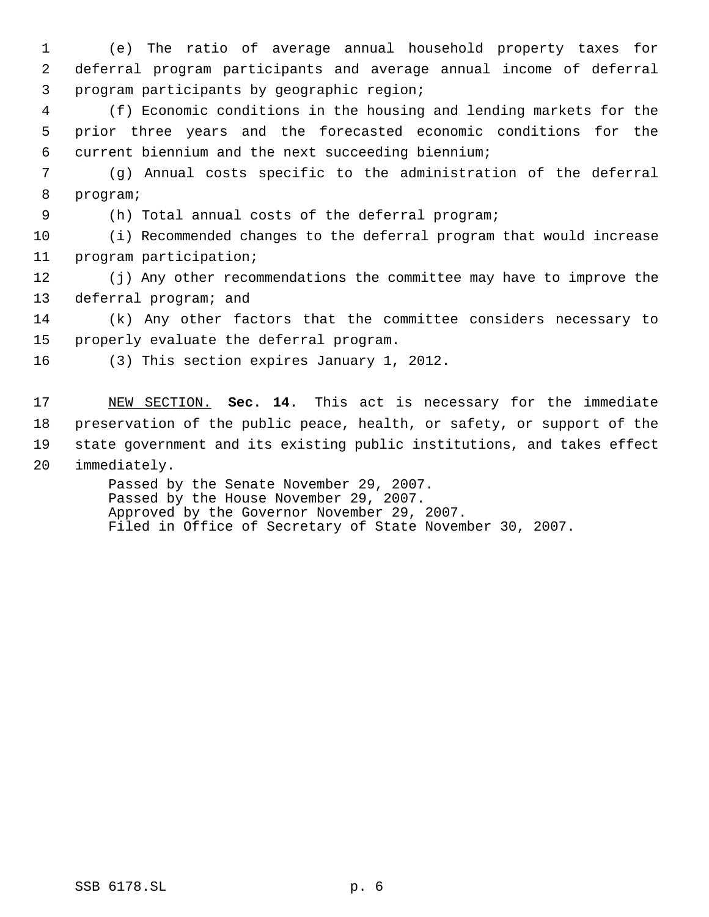(e) The ratio of average annual household property taxes for deferral program participants and average annual income of deferral program participants by geographic region;

(f) Economic conditions in the housing and lending markets for the prior three years and the forecasted economic conditions for the current biennium and the next succeeding biennium;

(g) Annual costs specific to the administration of the deferral program;

(h) Total annual costs of the deferral program;

(i) Recommended changes to the deferral program that would increase program participation;

(j) Any other recommendations the committee may have to improve the deferral program; and

(k) Any other factors that the committee considers necessary to properly evaluate the deferral program.

(3) This section expires January 1, 2012.

NEW SECTION. **Sec. 14.** This act is necessary for the immediate preservation of the public peace, health, or safety, or support of the state government and its existing public institutions, and takes effect immediately.

Passed by the Senate November 29, 2007.
Passed by the House November 29, 2007.
Approved by the Governor November 29, 2007.
Filed in Office of Secretary of State November 30, 2007.